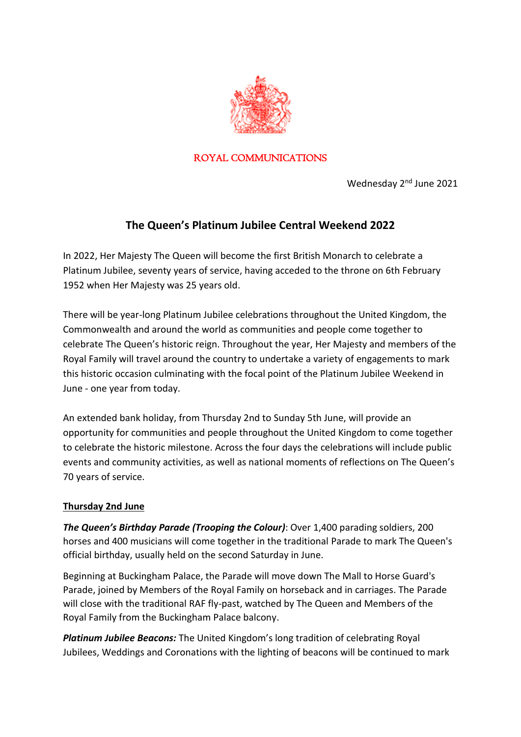ROYAL COMMUNICATIONS

Wednesday 2nd June 2021

# The Queen's Platinum Jubilee Central Weekend 2022

In 2022, Her Majesty The Queen will become the first British Monarch to celebrate a Platinum Jubilee, seventy years of service, having acceded to the throne on 6th February 1952 when Her Majesty was 25 years old.

There will be year-long Platinum Jubilee celebrations throughout the United Kingdom, the Commonwealth and around the world as communities and people come together to celebrate The Queen's historic reign. Throughout the year, Her Majesty and members of the Royal Family will travel around the country to undertake a variety of engagements to mark this historic occasion culminating with the focal point of the Platinum Jubilee Weekend in June - one year from today.

An extended bank holiday, from Thursday 2nd to Sunday 5th June, will provide an opportunity for communities and people throughout the United Kingdom to come together to celebrate the historic milestone. Across the four days the celebrations will include public events and community activities, as well as national moments of reflections on The Queen's 70 years of service.

## Thursday 2nd June

***The Queen's Birthday Parade (Trooping the Colour)***: Over 1,400 parading soldiers, 200 horses and 400 musicians will come together in the traditional Parade to mark The Queen's official birthday, usually held on the second Saturday in June.

Beginning at Buckingham Palace, the Parade will move down The Mall to Horse Guard's Parade, joined by Members of the Royal Family on horseback and in carriages. The Parade will close with the traditional RAF fly-past, watched by The Queen and Members of the Royal Family from the Buckingham Palace balcony.

***Platinum Jubilee Beacons:*** The United Kingdom's long tradition of celebrating Royal Jubilees, Weddings and Coronations with the lighting of beacons will be continued to mark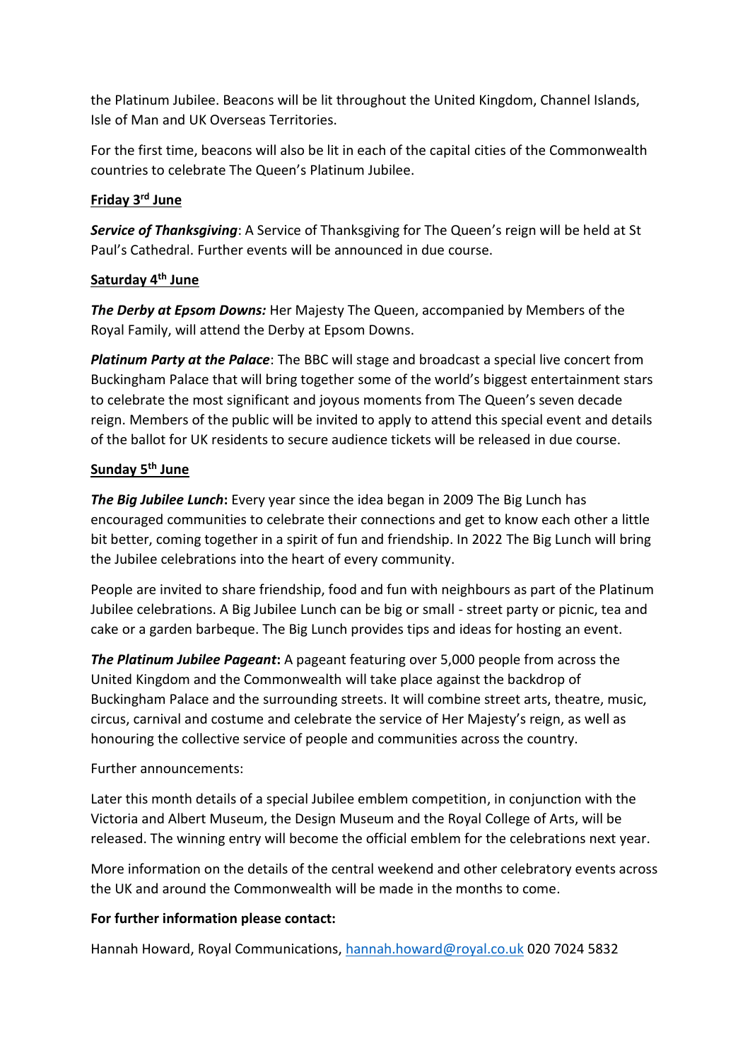the Platinum Jubilee. Beacons will be lit throughout the United Kingdom, Channel Islands, Isle of Man and UK Overseas Territories.

For the first time, beacons will also be lit in each of the capital cities of the Commonwealth countries to celebrate The Queen's Platinum Jubilee.

**Friday 3rd June**

***Service of Thanksgiving***: A Service of Thanksgiving for The Queen's reign will be held at St Paul's Cathedral. Further events will be announced in due course.

**Saturday 4th June**

***The Derby at Epsom Downs:*** Her Majesty The Queen, accompanied by Members of the Royal Family, will attend the Derby at Epsom Downs.

***Platinum Party at the Palace***: The BBC will stage and broadcast a special live concert from Buckingham Palace that will bring together some of the world's biggest entertainment stars to celebrate the most significant and joyous moments from The Queen's seven decade reign. Members of the public will be invited to apply to attend this special event and details of the ballot for UK residents to secure audience tickets will be released in due course.

**Sunday 5th June**

***The Big Jubilee Lunch*:** Every year since the idea began in 2009 The Big Lunch has encouraged communities to celebrate their connections and get to know each other a little bit better, coming together in a spirit of fun and friendship. In 2022 The Big Lunch will bring the Jubilee celebrations into the heart of every community.

People are invited to share friendship, food and fun with neighbours as part of the Platinum Jubilee celebrations. A Big Jubilee Lunch can be big or small - street party or picnic, tea and cake or a garden barbeque. The Big Lunch provides tips and ideas for hosting an event.

***The Platinum Jubilee Pageant*:** A pageant featuring over 5,000 people from across the United Kingdom and the Commonwealth will take place against the backdrop of Buckingham Palace and the surrounding streets. It will combine street arts, theatre, music, circus, carnival and costume and celebrate the service of Her Majesty's reign, as well as honouring the collective service of people and communities across the country.

Further announcements:

Later this month details of a special Jubilee emblem competition, in conjunction with the Victoria and Albert Museum, the Design Museum and the Royal College of Arts, will be released. The winning entry will become the official emblem for the celebrations next year.

More information on the details of the central weekend and other celebratory events across the UK and around the Commonwealth will be made in the months to come.

**For further information please contact:**

Hannah Howard, Royal Communications, hannah.howard@royal.co.uk 020 7024 5832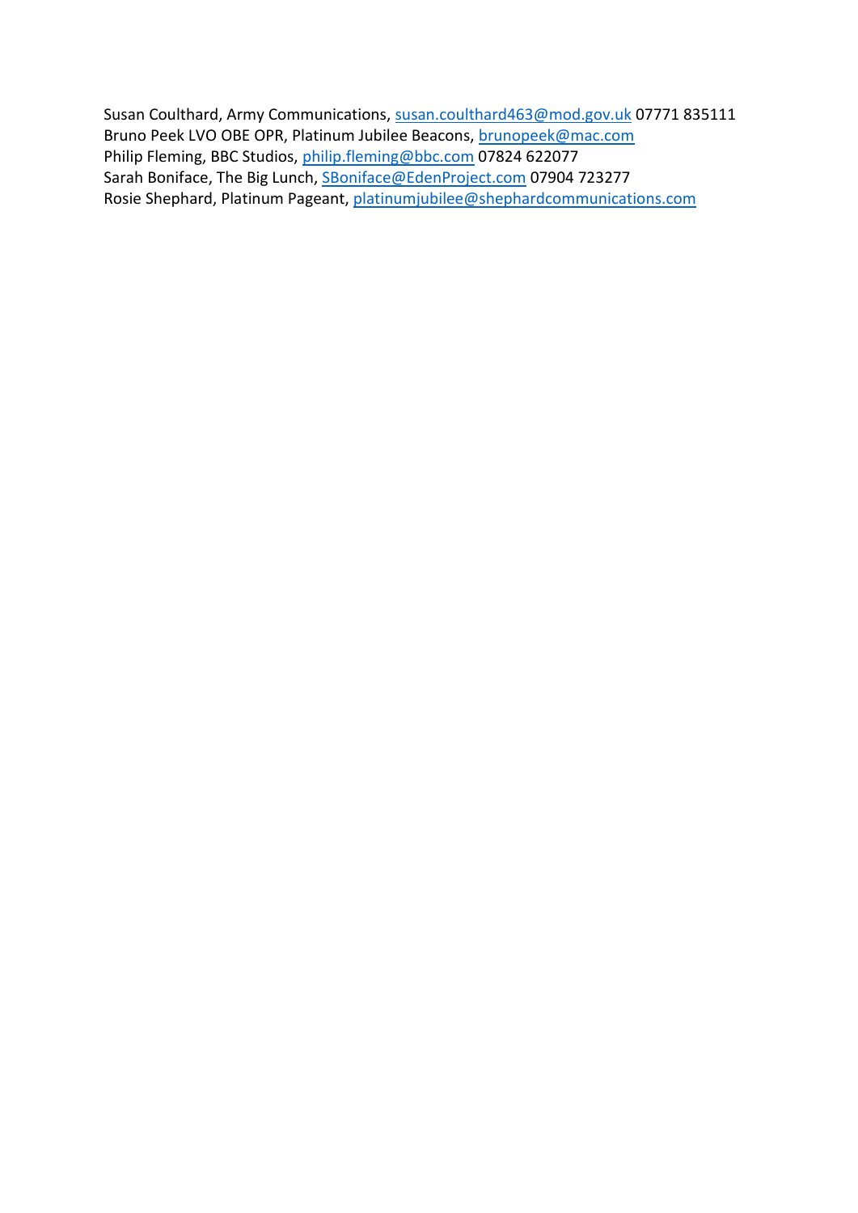Susan Coulthard, Army Communications, susan.coulthard463@mod.gov.uk 07771 835111
Bruno Peek LVO OBE OPR, Platinum Jubilee Beacons, brunopeek@mac.com
Philip Fleming, BBC Studios, philip.fleming@bbc.com 07824 622077
Sarah Boniface, The Big Lunch, SBoniface@EdenProject.com 07904 723277
Rosie Shephard, Platinum Pageant, platinumjubilee@shephardcommunications.com